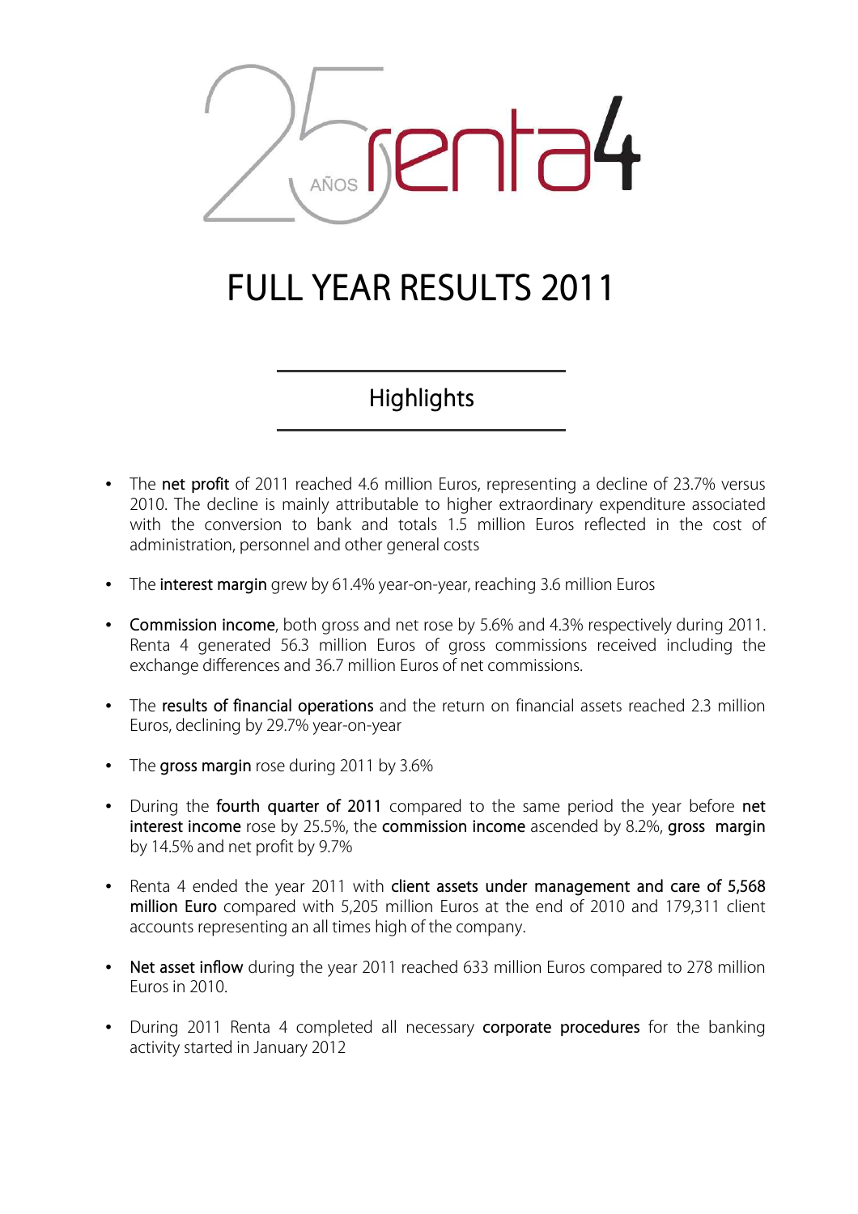# FULL YEAR RESULTS 2011

## Highlights

- The **net profit** of 2011 reached 4.6 million Euros, representing a decline of 23.7% versus 2010. The decline is mainly attributable to higher extraordinary expenditure associated with the conversion to bank and totals 1.5 million Euros reflected in the cost of administration, personnel and other general costs

- The **interest margin** grew by 61.4% year-on-year, reaching 3.6 million Euros

- **Commission income**, both gross and net rose by 5.6% and 4.3% respectively during 2011. Renta 4 generated 56.3 million Euros of gross commissions received including the exchange differences and 36.7 million Euros of net commissions.

- The **results of financial operations** and the return on financial assets reached 2.3 million Euros, declining by 29.7% year-on-year

- The **gross margin** rose during 2011 by 3.6%

- During the **fourth quarter of 2011** compared to the same period the year before **net interest income** rose by 25.5%, the **commission income** ascended by 8.2%, **gross margin** by 14.5% and net profit by 9.7%

- Renta 4 ended the year 2011 with **client assets under management and care of 5,568 million Euro** compared with 5,205 million Euros at the end of 2010 and 179,311 client accounts representing an all times high of the company.

- **Net asset inflow** during the year 2011 reached 633 million Euros compared to 278 million Euros in 2010.

- During 2011 Renta 4 completed all necessary **corporate procedures** for the banking activity started in January 2012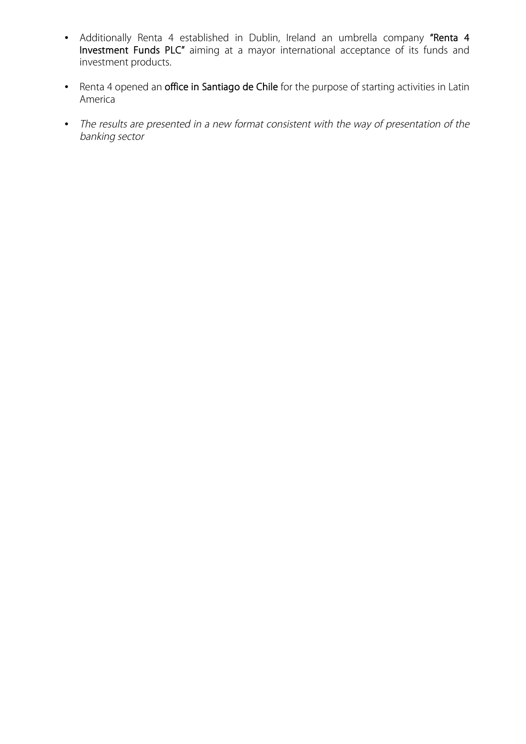- Additionally Renta 4 established in Dublin, Ireland an umbrella company **"Renta 4 Investment Funds PLC"** aiming at a mayor international acceptance of its funds and investment products.

- Renta 4 opened an **office in Santiago de Chile** for the purpose of starting activities in Latin America

- *The results are presented in a new format consistent with the way of presentation of the banking sector*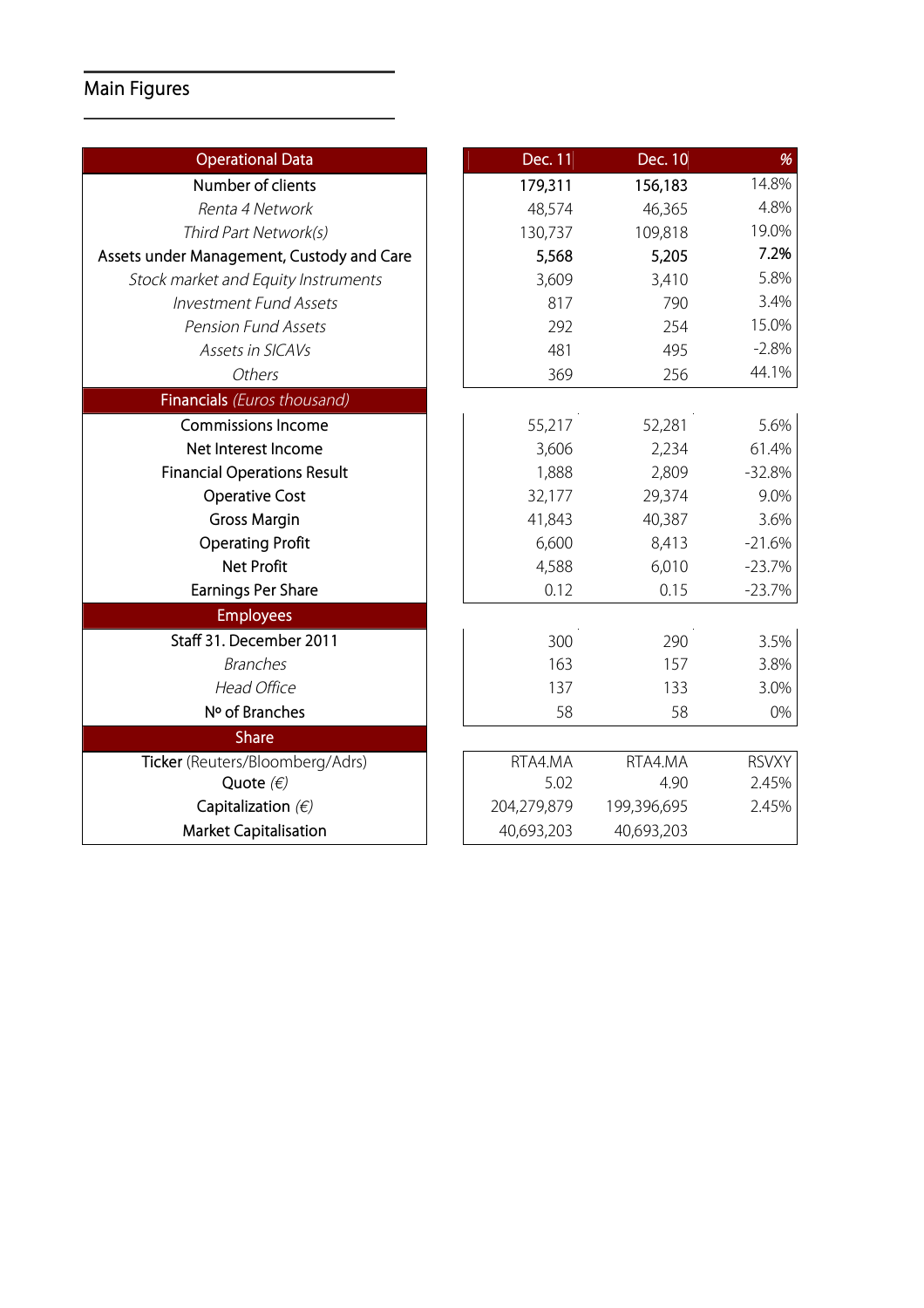## Main Figures

| Operational Data | Dec. 11 | Dec. 10 | % |
|---|---|---|---|
| **Number of clients** | **179,311** | **156,183** | 14.8% |
| *Renta 4 Network* | 48,574 | 46,365 | 4.8% |
| *Third Part Network(s)* | 130,737 | 109,818 | 19.0% |
| **Assets under Management, Custody and Care** | **5,568** | **5,205** | **7.2%** |
| *Stock market and Equity Instruments* | 3,609 | 3,410 | 5.8% |
| *Investment Fund Assets* | 817 | 790 | 3.4% |
| *Pension Fund Assets* | 292 | 254 | 15.0% |
| *Assets in SICAVs* | 481 | 495 | -2.8% |
| *Others* | 369 | 256 | 44.1% |
| **Financials** *(Euros thousand)* | | | |
| Commissions Income | 55,217 | 52,281 | 5.6% |
| Net Interest Income | 3,606 | 2,234 | 61.4% |
| Financial Operations Result | 1,888 | 2,809 | -32.8% |
| Operative Cost | 32,177 | 29,374 | 9.0% |
| Gross Margin | 41,843 | 40,387 | 3.6% |
| Operating Profit | 6,600 | 8,413 | -21.6% |
| Net Profit | 4,588 | 6,010 | -23.7% |
| Earnings Per Share | 0.12 | 0.15 | -23.7% |
| **Employees** | | | |
| Staff 31. December 2011 | 300 | 290 | 3.5% |
| *Branches* | 163 | 157 | 3.8% |
| *Head Office* | 137 | 133 | 3.0% |
| Nº of Branches | 58 | 58 | 0% |
| **Share** | | | |
| Ticker (Reuters/Bloomberg/Adrs) | RTA4.MA | RTA4.MA | RSVXY |
| Quote *(€)* | 5.02 | 4.90 | 2.45% |
| Capitalization *(€)* | 204,279,879 | 199,396,695 | 2.45% |
| Market Capitalisation | 40,693,203 | 40,693,203 | |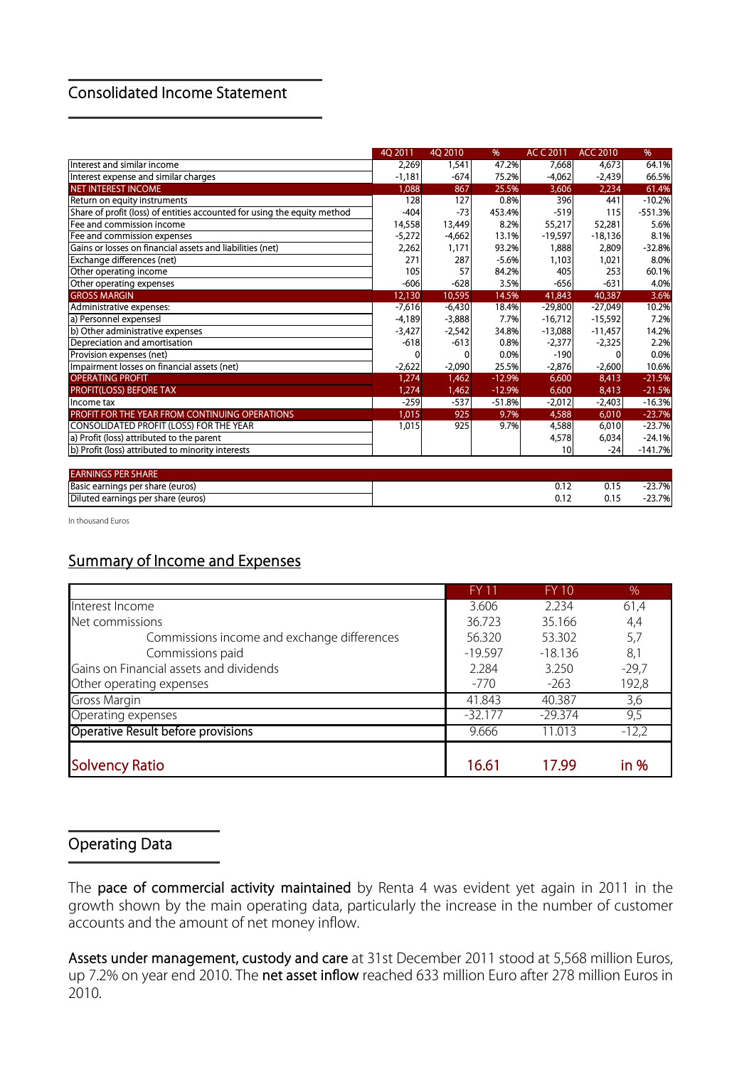## Consolidated Income Statement

| | 4Q 2011 | 4Q 2010 | % | AC C 2011 | ACC 2010 | % |
|---|---|---|---|---|---|---|
| Interest and similar income | 2,269 | 1,541 | 47.2% | 7,668 | 4,673 | 64.1% |
| Interest expense and similar charges | -1,181 | -674 | 75.2% | -4,062 | -2,439 | 66.5% |
| NET INTEREST INCOME | 1,088 | 867 | 25.5% | 3,606 | 2,234 | 61.4% |
| Return on equity instruments | 128 | 127 | 0.8% | 396 | 441 | -10.2% |
| Share of profit (loss) of entities accounted for using the equity method | -404 | -73 | 453.4% | -519 | 115 | -551.3% |
| Fee and commission income | 14,558 | 13,449 | 8.2% | 55,217 | 52,281 | 5.6% |
| Fee and commission expenses | -5,272 | -4,662 | 13.1% | -19,597 | -18,136 | 8.1% |
| Gains or losses on financial assets and liabilities (net) | 2,262 | 1,171 | 93.2% | 1,888 | 2,809 | -32.8% |
| Exchange differences (net) | 271 | 287 | -5.6% | 1,103 | 1,021 | 8.0% |
| Other operating income | 105 | 57 | 84.2% | 405 | 253 | 60.1% |
| Other operating expenses | -606 | -628 | 3.5% | -656 | -631 | 4.0% |
| GROSS MARGIN | 12,130 | 10,595 | 14.5% | 41,843 | 40,387 | 3.6% |
| Administrative expenses: | -7,616 | -6,430 | 18.4% | -29,800 | -27,049 | 10.2% |
| a) Personnel expensesl | -4,189 | -3,888 | 7.7% | -16,712 | -15,592 | 7.2% |
| b) Other administrative expenses | -3,427 | -2,542 | 34.8% | -13,088 | -11,457 | 14.2% |
| Depreciation and amortisation | -618 | -613 | 0.8% | -2,377 | -2,325 | 2.2% |
| Provision expenses (net) | 0 | 0 | 0.0% | -190 | 0 | 0.0% |
| Impairment losses on financial assets (net) | -2,622 | -2,090 | 25.5% | -2,876 | -2,600 | 10.6% |
| OPERATING PROFIT | 1,274 | 1,462 | -12.9% | 6,600 | 8,413 | -21.5% |
| PROFIT(LOSS) BEFORE TAX | 1,274 | 1,462 | -12.9% | 6,600 | 8,413 | -21.5% |
| Income tax | -259 | -537 | -51.8% | -2,012 | -2,403 | -16.3% |
| PROFIT FOR THE YEAR FROM CONTINUING OPERATIONS | 1,015 | 925 | 9.7% | 4,588 | 6,010 | -23.7% |
| CONSOLIDATED PROFIT (LOSS) FOR THE YEAR | 1,015 | 925 | 9.7% | 4,588 | 6,010 | -23.7% |
| a) Profit (loss) attributed to the parent | | | | 4,578 | 6,034 | -24.1% |
| b) Profit (loss) attributed to minority interests | | | | 10 | -24 | -141.7% |

| EARNINGS PER SHARE | | | |
|---|---|---|---|
| Basic earnings per share (euros) | 0.12 | 0.15 | -23.7% |
| Diluted earnings per share (euros) | 0.12 | 0.15 | -23.7% |

In thousand Euros

## Summary of Income and Expenses

| | FY 11 | FY 10 | % |
|---|---|---|---|
| Interest Income | 3.606 | 2.234 | 61,4 |
| Net commissions | 36.723 | 35.166 | 4,4 |
| Commissions income and exchange differences | 56.320 | 53.302 | 5,7 |
| Commissions paid | -19.597 | -18.136 | 8,1 |
| Gains on Financial assets and dividends | 2.284 | 3.250 | -29,7 |
| Other operating expenses | -770 | -263 | 192,8 |
| Gross Margin | 41.843 | 40.387 | 3,6 |
| Operating expenses | -32.177 | -29.374 | 9,5 |
| Operative Result before provisions | 9.666 | 11.013 | -12,2 |
| Solvency Ratio | 16.61 | 17.99 | in % |

## Operating Data

The **pace of commercial activity maintained** by Renta 4 was evident yet again in 2011 in the growth shown by the main operating data, particularly the increase in the number of customer accounts and the amount of net money inflow.

**Assets under management, custody and care** at 31st December 2011 stood at 5,568 million Euros, up 7.2% on year end 2010. The **net asset inflow** reached 633 million Euro after 278 million Euros in 2010.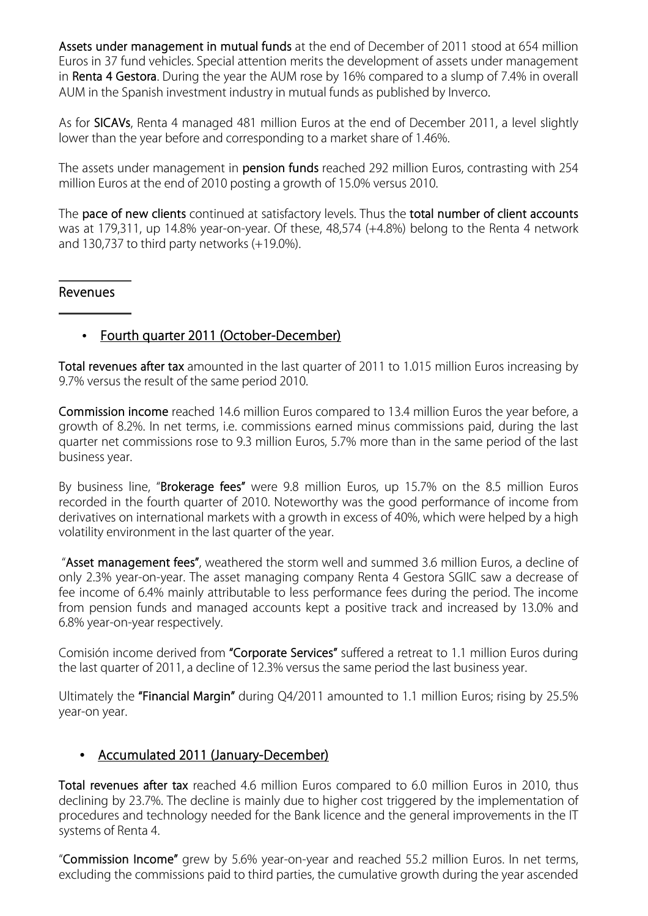**Assets under management in mutual funds** at the end of December of 2011 stood at 654 million Euros in 37 fund vehicles. Special attention merits the development of assets under management in **Renta 4 Gestora**. During the year the AUM rose by 16% compared to a slump of 7.4% in overall AUM in the Spanish investment industry in mutual funds as published by Inverco.

As for **SICAVs**, Renta 4 managed 481 million Euros at the end of December 2011, a level slightly lower than the year before and corresponding to a market share of 1.46%.

The assets under management in **pension funds** reached 292 million Euros, contrasting with 254 million Euros at the end of 2010 posting a growth of 15.0% versus 2010.

The **pace of new clients** continued at satisfactory levels. Thus the **total number of client accounts** was at 179,311, up 14.8% year-on-year. Of these, 48,574 (+4.8%) belong to the Renta 4 network and 130,737 to third party networks (+19.0%).

## Revenues

- Fourth quarter 2011 (October-December)

**Total revenues after tax** amounted in the last quarter of 2011 to 1.015 million Euros increasing by 9.7% versus the result of the same period 2010.

**Commission income** reached 14.6 million Euros compared to 13.4 million Euros the year before, a growth of 8.2%. In net terms, i.e. commissions earned minus commissions paid, during the last quarter net commissions rose to 9.3 million Euros, 5.7% more than in the same period of the last business year.

By business line, "**Brokerage fees**" were 9.8 million Euros, up 15.7% on the 8.5 million Euros recorded in the fourth quarter of 2010. Noteworthy was the good performance of income from derivatives on international markets with a growth in excess of 40%, which were helped by a high volatility environment in the last quarter of the year.

"**Asset management fees**", weathered the storm well and summed 3.6 million Euros, a decline of only 2.3% year-on-year. The asset managing company Renta 4 Gestora SGIIC saw a decrease of fee income of 6.4% mainly attributable to less performance fees during the period. The income from pension funds and managed accounts kept a positive track and increased by 13.0% and 6.8% year-on-year respectively.

Comisión income derived from **"Corporate Services"** suffered a retreat to 1.1 million Euros during the last quarter of 2011, a decline of 12.3% versus the same period the last business year.

Ultimately the **"Financial Margin"** during Q4/2011 amounted to 1.1 million Euros; rising by 25.5% year-on year.

- Accumulated 2011 (January-December)

**Total revenues after tax** reached 4.6 million Euros compared to 6.0 million Euros in 2010, thus declining by 23.7%. The decline is mainly due to higher cost triggered by the implementation of procedures and technology needed for the Bank licence and the general improvements in the IT systems of Renta 4.

"**Commission Income**" grew by 5.6% year-on-year and reached 55.2 million Euros. In net terms, excluding the commissions paid to third parties, the cumulative growth during the year ascended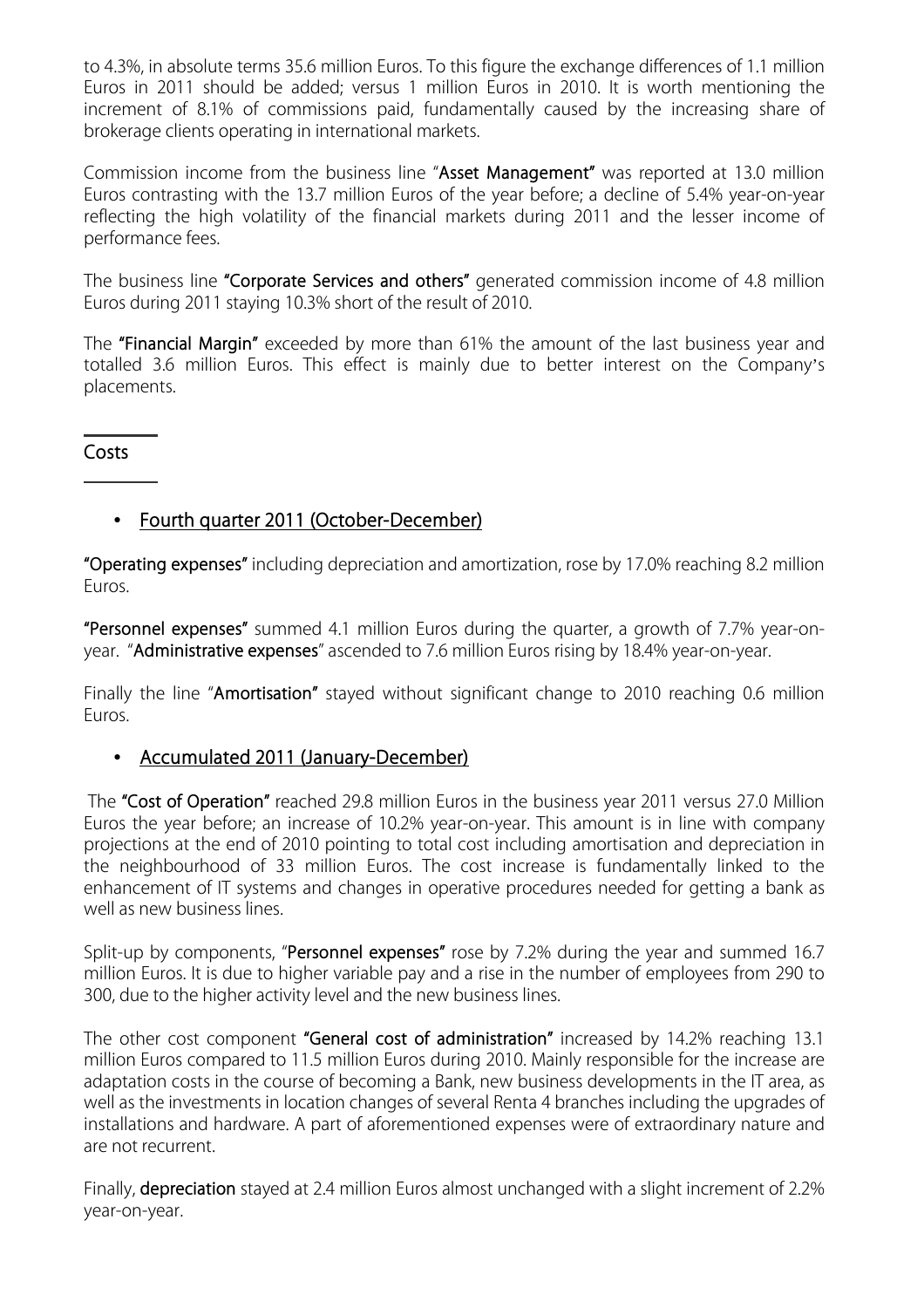to 4.3%, in absolute terms 35.6 million Euros. To this figure the exchange differences of 1.1 million Euros in 2011 should be added; versus 1 million Euros in 2010. It is worth mentioning the increment of 8.1% of commissions paid, fundamentally caused by the increasing share of brokerage clients operating in international markets.

Commission income from the business line "**Asset Management**" was reported at 13.0 million Euros contrasting with the 13.7 million Euros of the year before; a decline of 5.4% year-on-year reflecting the high volatility of the financial markets during 2011 and the lesser income of performance fees.

The business line **"Corporate Services and others"** generated commission income of 4.8 million Euros during 2011 staying 10.3% short of the result of 2010.

The **"Financial Margin"** exceeded by more than 61% the amount of the last business year and totalled 3.6 million Euros. This effect is mainly due to better interest on the Company's placements.

## Costs

- Fourth quarter 2011 (October-December)

**"Operating expenses"** including depreciation and amortization, rose by 17.0% reaching 8.2 million Euros.

**"Personnel expenses"** summed 4.1 million Euros during the quarter, a growth of 7.7% year-on-year. "**Administrative expenses**" ascended to 7.6 million Euros rising by 18.4% year-on-year.

Finally the line "**Amortisation**" stayed without significant change to 2010 reaching 0.6 million Euros.

- Accumulated 2011 (January-December)

The **"Cost of Operation"** reached 29.8 million Euros in the business year 2011 versus 27.0 Million Euros the year before; an increase of 10.2% year-on-year. This amount is in line with company projections at the end of 2010 pointing to total cost including amortisation and depreciation in the neighbourhood of 33 million Euros. The cost increase is fundamentally linked to the enhancement of IT systems and changes in operative procedures needed for getting a bank as well as new business lines.

Split-up by components, "**Personnel expenses"** rose by 7.2% during the year and summed 16.7 million Euros. It is due to higher variable pay and a rise in the number of employees from 290 to 300, due to the higher activity level and the new business lines.

The other cost component **"General cost of administration"** increased by 14.2% reaching 13.1 million Euros compared to 11.5 million Euros during 2010. Mainly responsible for the increase are adaptation costs in the course of becoming a Bank, new business developments in the IT area, as well as the investments in location changes of several Renta 4 branches including the upgrades of installations and hardware. A part of aforementioned expenses were of extraordinary nature and are not recurrent.

Finally, **depreciation** stayed at 2.4 million Euros almost unchanged with a slight increment of 2.2% year-on-year.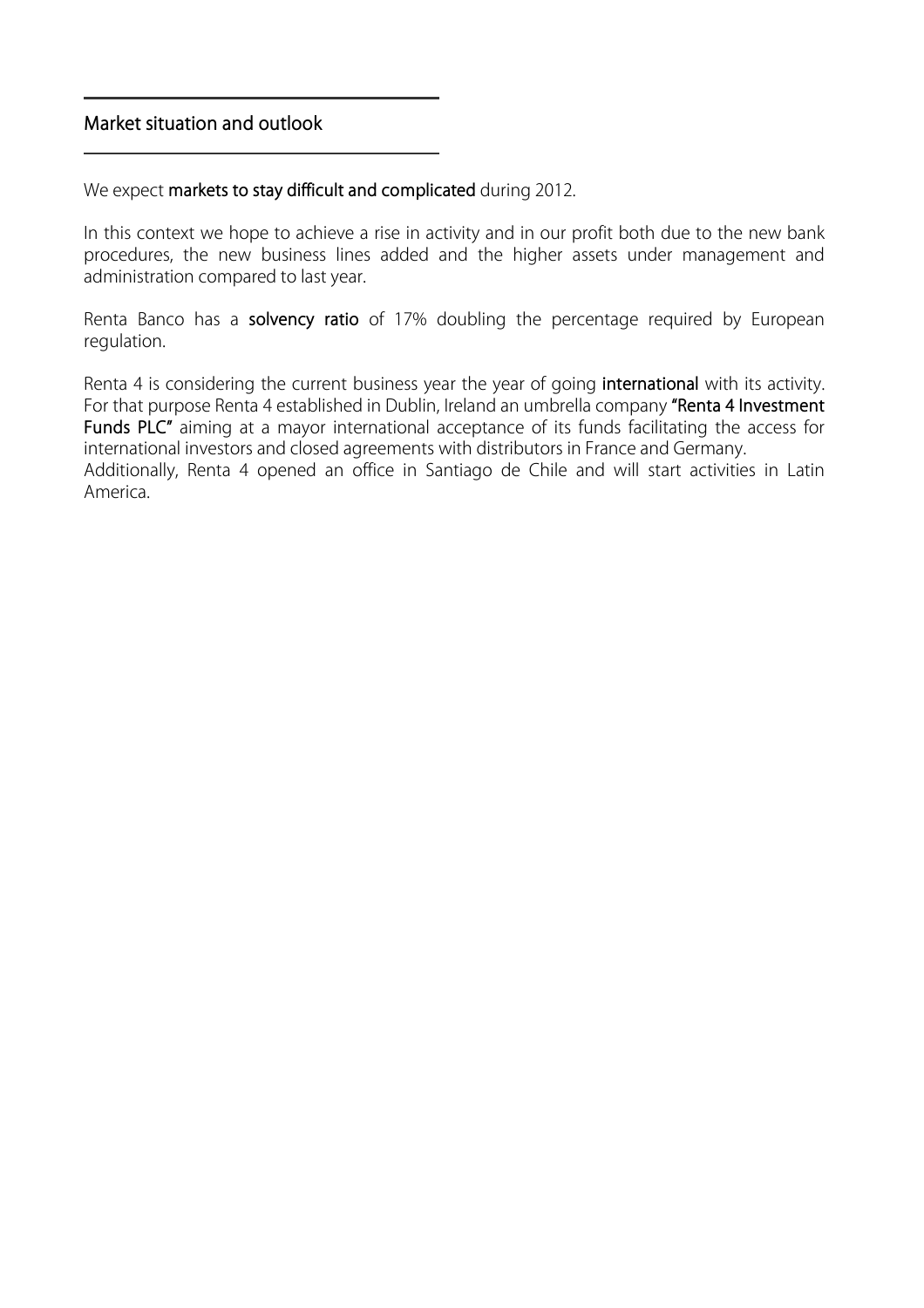## Market situation and outlook

We expect **markets to stay difficult and complicated** during 2012.

In this context we hope to achieve a rise in activity and in our profit both due to the new bank procedures, the new business lines added and the higher assets under management and administration compared to last year.

Renta Banco has a **solvency ratio** of 17% doubling the percentage required by European regulation.

Renta 4 is considering the current business year the year of going **international** with its activity. For that purpose Renta 4 established in Dublin, Ireland an umbrella company **"Renta 4 Investment Funds PLC"** aiming at a mayor international acceptance of its funds facilitating the access for international investors and closed agreements with distributors in France and Germany.
Additionally, Renta 4 opened an office in Santiago de Chile and will start activities in Latin America.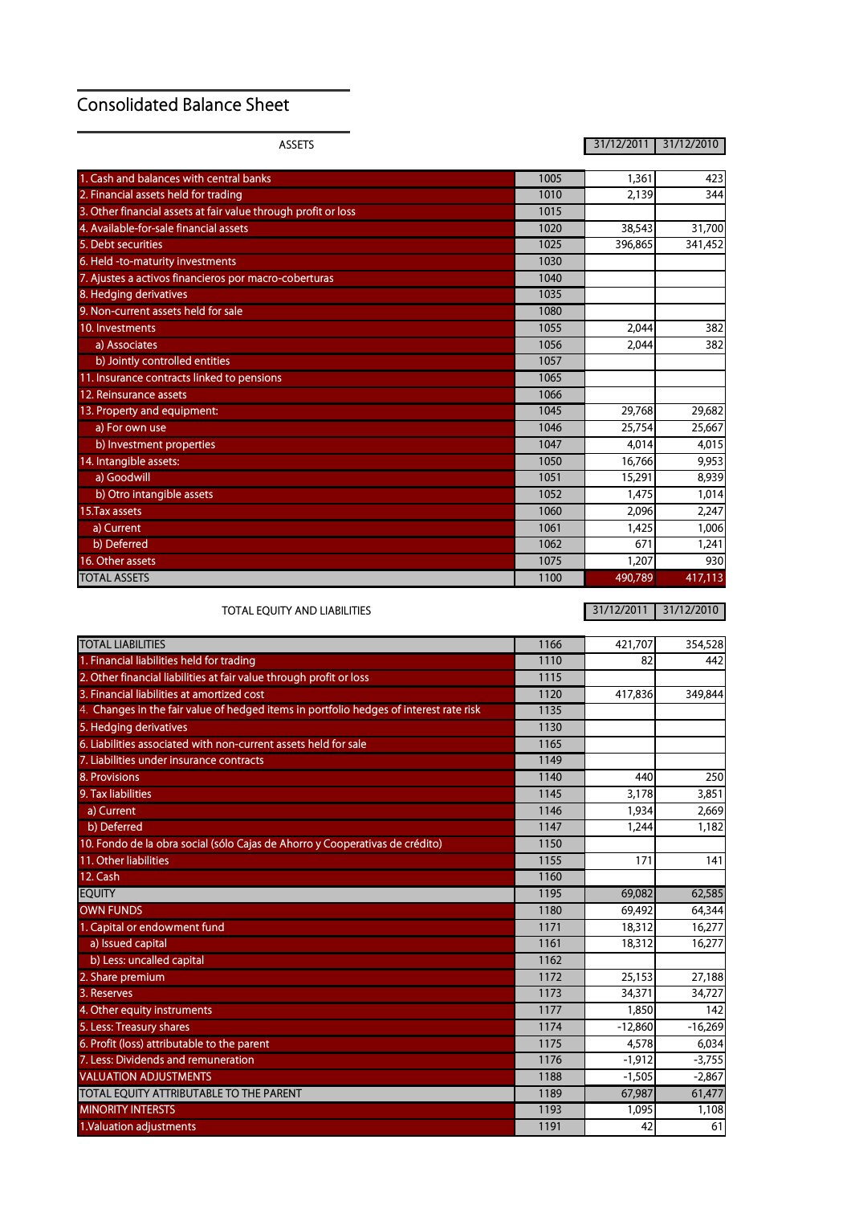# Consolidated Balance Sheet

| ASSETS | | 31/12/2011 | 31/12/2010 |
|---|---|---|---|
| 1. Cash and balances with central banks | 1005 | 1,361 | 423 |
| 2. Financial assets held for trading | 1010 | 2,139 | 344 |
| 3. Other financial assets at fair value through profit or loss | 1015 | | |
| 4. Available-for-sale financial assets | 1020 | 38,543 | 31,700 |
| 5. Debt securities | 1025 | 396,865 | 341,452 |
| 6. Held -to-maturity investments | 1030 | | |
| 7. Ajustes a activos financieros por macro-coberturas | 1040 | | |
| 8. Hedging derivatives | 1035 | | |
| 9. Non-current assets held for sale | 1080 | | |
| 10. Investments | 1055 | 2,044 | 382 |
| a) Associates | 1056 | 2,044 | 382 |
| b) Jointly controlled entities | 1057 | | |
| 11. Insurance contracts linked to pensions | 1065 | | |
| 12. Reinsurance assets | 1066 | | |
| 13. Property and equipment: | 1045 | 29,768 | 29,682 |
| a) For own use | 1046 | 25,754 | 25,667 |
| b) Investment properties | 1047 | 4,014 | 4,015 |
| 14. Intangible assets: | 1050 | 16,766 | 9,953 |
| a) Goodwill | 1051 | 15,291 | 8,939 |
| b) Otro intangible assets | 1052 | 1,475 | 1,014 |
| 15.Tax assets | 1060 | 2,096 | 2,247 |
| a) Current | 1061 | 1,425 | 1,006 |
| b) Deferred | 1062 | 671 | 1,241 |
| 16. Other assets | 1075 | 1,207 | 930 |
| TOTAL ASSETS | 1100 | 490,789 | 417,113 |

| TOTAL EQUITY AND LIABILITIES | | 31/12/2011 | 31/12/2010 |
|---|---|---|---|
| TOTAL LIABILITIES | 1166 | 421,707 | 354,528 |
| 1. Financial liabilities held for trading | 1110 | 82 | 442 |
| 2. Other financial liabilities at fair value through profit or loss | 1115 | | |
| 3. Financial liabilities at amortized cost | 1120 | 417,836 | 349,844 |
| 4. Changes in the fair value of hedged items in portfolio hedges of interest rate risk | 1135 | | |
| 5. Hedging derivatives | 1130 | | |
| 6. Liabilities associated with non-current assets held for sale | 1165 | | |
| 7. Liabilities under insurance contracts | 1149 | | |
| 8. Provisions | 1140 | 440 | 250 |
| 9. Tax liabilities | 1145 | 3,178 | 3,851 |
| a) Current | 1146 | 1,934 | 2,669 |
| b) Deferred | 1147 | 1,244 | 1,182 |
| 10. Fondo de la obra social (sólo Cajas de Ahorro y Cooperativas de crédito) | 1150 | | |
| 11. Other liabilities | 1155 | 171 | 141 |
| 12. Cash | 1160 | | |
| EQUITY | 1195 | 69,082 | 62,585 |
| OWN FUNDS | 1180 | 69,492 | 64,344 |
| 1. Capital or endowment fund | 1171 | 18,312 | 16,277 |
| a) Issued capital | 1161 | 18,312 | 16,277 |
| b) Less: uncalled capital | 1162 | | |
| 2. Share premium | 1172 | 25,153 | 27,188 |
| 3. Reserves | 1173 | 34,371 | 34,727 |
| 4. Other equity instruments | 1177 | 1,850 | 142 |
| 5. Less: Treasury shares | 1174 | -12,860 | -16,269 |
| 6. Profit (loss) attributable to the parent | 1175 | 4,578 | 6,034 |
| 7. Less: Dividends and remuneration | 1176 | -1,912 | -3,755 |
| VALUATION ADJUSTMENTS | 1188 | -1,505 | -2,867 |
| TOTAL EQUITY ATTRIBUTABLE TO THE PARENT | 1189 | 67,987 | 61,477 |
| MINORITY INTERSTS | 1193 | 1,095 | 1,108 |
| 1.Valuation adjustments | 1191 | 42 | 61 |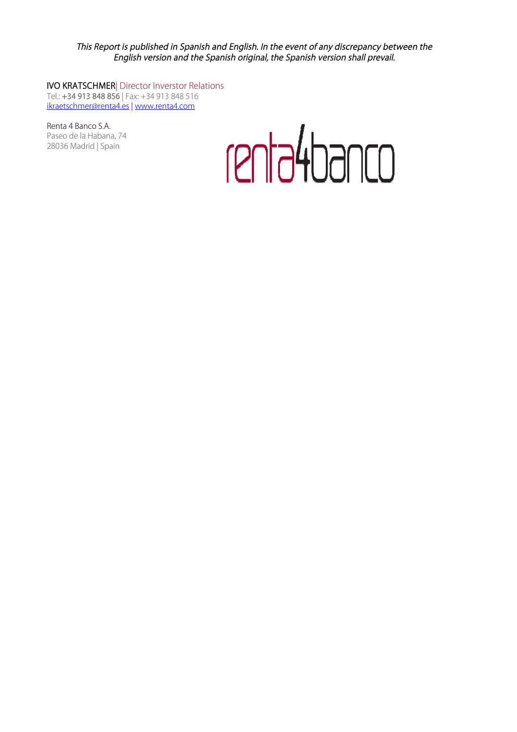*This Report is published in Spanish and English. In the event of any discrepancy between the English version and the Spanish original, the Spanish version shall prevail.*

IVO KRATSCHMER| Director Inverstor Relations
Tel.: +34 913 848 856 | Fax: +34 913 848 516
ikraetschmer@renta4.es | www.renta4.com

Renta 4 Banco S.A.
Paseo de la Habana, 74
28036 Madrid | Spain

renta4banco